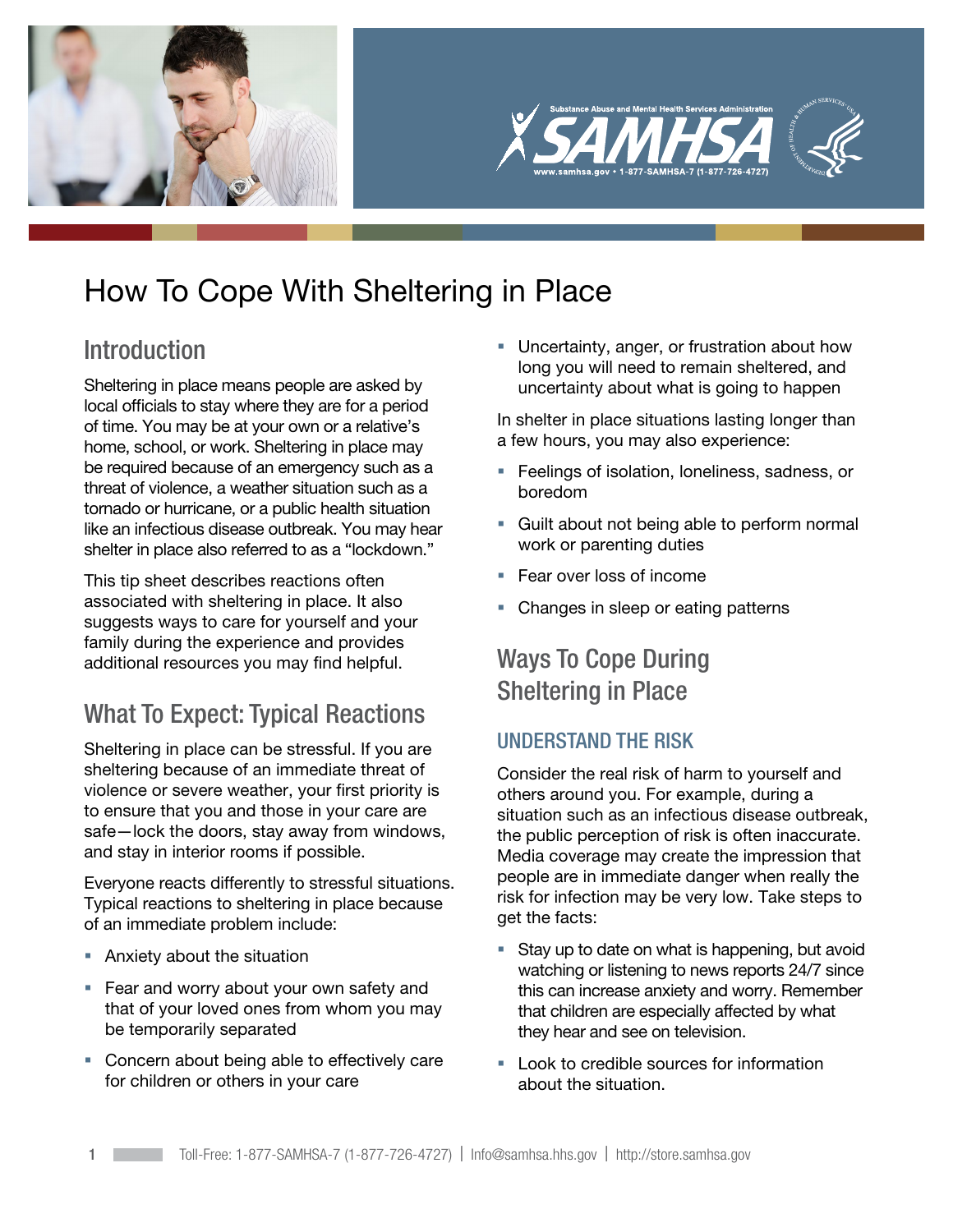# How To Cope With Sheltering in Place

## Introduction

Sheltering in place means people are asked by local officials to stay where they are for a period of time. You may be at your own or a relative's home, school, or work. Sheltering in place may be required because of an emergency such as a threat of violence, a weather situation such as a tornado or hurricane, or a public health situation like an infectious disease outbreak. You may hear shelter in place also referred to as a "lockdown."

This tip sheet describes reactions often associated with sheltering in place. It also suggests ways to care for yourself and your family during the experience and provides additional resources you may find helpful.

## What To Expect: Typical Reactions

Sheltering in place can be stressful. If you are sheltering because of an immediate threat of violence or severe weather, your first priority is to ensure that you and those in your care are safe—lock the doors, stay away from windows, and stay in interior rooms if possible.

Everyone reacts differently to stressful situations. Typical reactions to sheltering in place because of an immediate problem include:

- Anxiety about the situation
- Fear and worry about your own safety and that of your loved ones from whom you may be temporarily separated
- Concern about being able to effectively care for children or others in your care
- Uncertainty, anger, or frustration about how long you will need to remain sheltered, and uncertainty about what is going to happen

In shelter in place situations lasting longer than a few hours, you may also experience:

- Feelings of isolation, loneliness, sadness, or boredom
- Guilt about not being able to perform normal work or parenting duties
- Fear over loss of income
- Changes in sleep or eating patterns

## Ways To Cope During Sheltering in Place

### UNDERSTAND THE RISK

Consider the real risk of harm to yourself and others around you. For example, during a situation such as an infectious disease outbreak, the public perception of risk is often inaccurate. Media coverage may create the impression that people are in immediate danger when really the risk for infection may be very low. Take steps to get the facts:

- Stay up to date on what is happening, but avoid watching or listening to news reports 24/7 since this can increase anxiety and worry. Remember that children are especially affected by what they hear and see on television.
- Look to credible sources for information about the situation.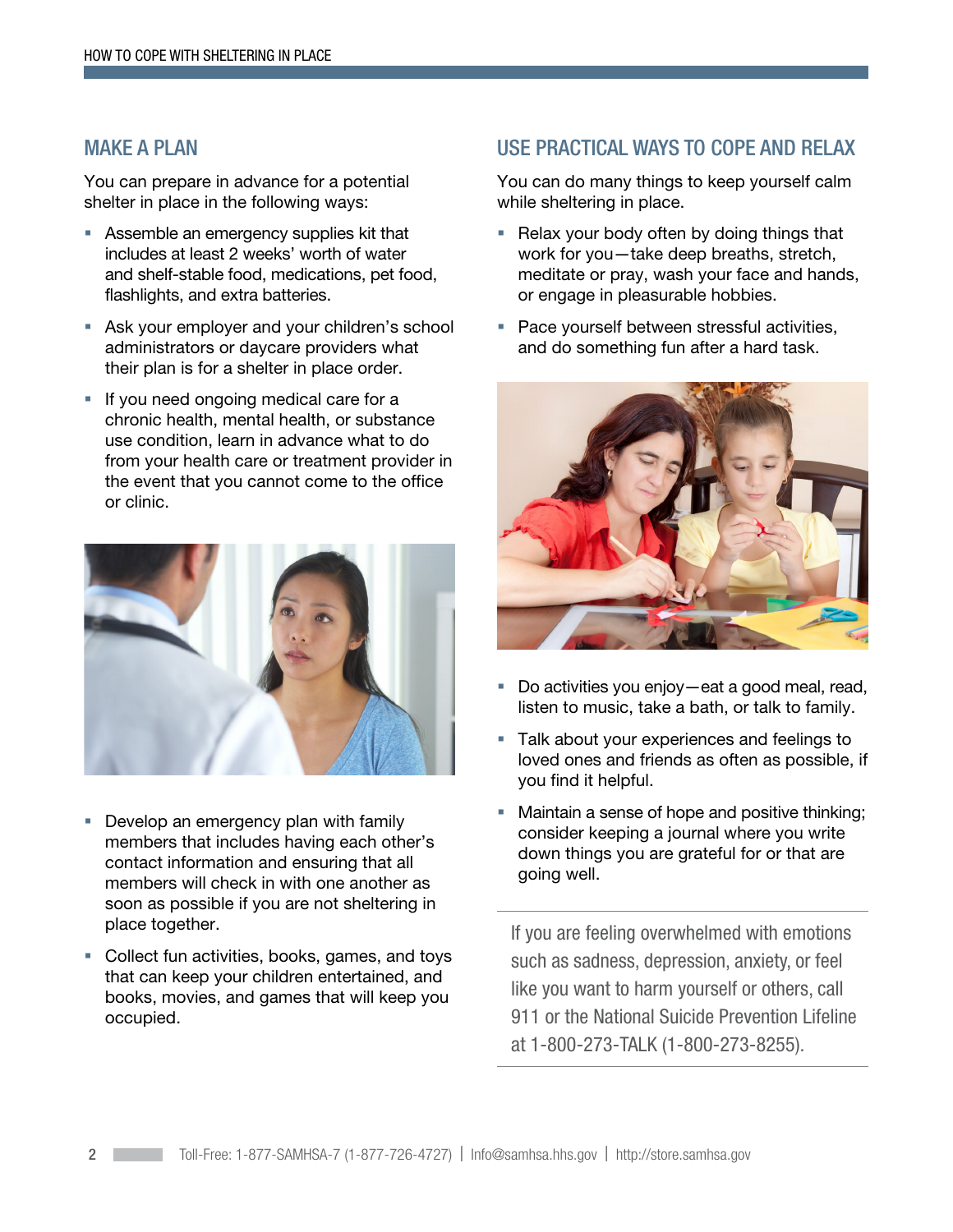## MAKE A PLAN

You can prepare in advance for a potential shelter in place in the following ways:

- Assemble an emergency supplies kit that includes at least 2 weeks' worth of water and shelf-stable food, medications, pet food, flashlights, and extra batteries.
- Ask your employer and your children's school administrators or daycare providers what their plan is for a shelter in place order.
- If you need ongoing medical care for a chronic health, mental health, or substance use condition, learn in advance what to do from your health care or treatment provider in the event that you cannot come to the office or clinic.
- Develop an emergency plan with family members that includes having each other's contact information and ensuring that all members will check in with one another as soon as possible if you are not sheltering in place together.
- Collect fun activities, books, games, and toys that can keep your children entertained, and books, movies, and games that will keep you occupied.

## USE PRACTICAL WAYS TO COPE AND RELAX

You can do many things to keep yourself calm while sheltering in place.

- Relax your body often by doing things that work for you—take deep breaths, stretch, meditate or pray, wash your face and hands, or engage in pleasurable hobbies.
- Pace yourself between stressful activities, and do something fun after a hard task.
- Do activities you enjoy—eat a good meal, read, listen to music, take a bath, or talk to family.
- Talk about your experiences and feelings to loved ones and friends as often as possible, if you find it helpful.
- Maintain a sense of hope and positive thinking; consider keeping a journal where you write down things you are grateful for or that are going well.

---

If you are feeling overwhelmed with emotions such as sadness, depression, anxiety, or feel like you want to harm yourself or others, call 911 or the National Suicide Prevention Lifeline at 1-800-273-TALK (1-800-273-8255).

---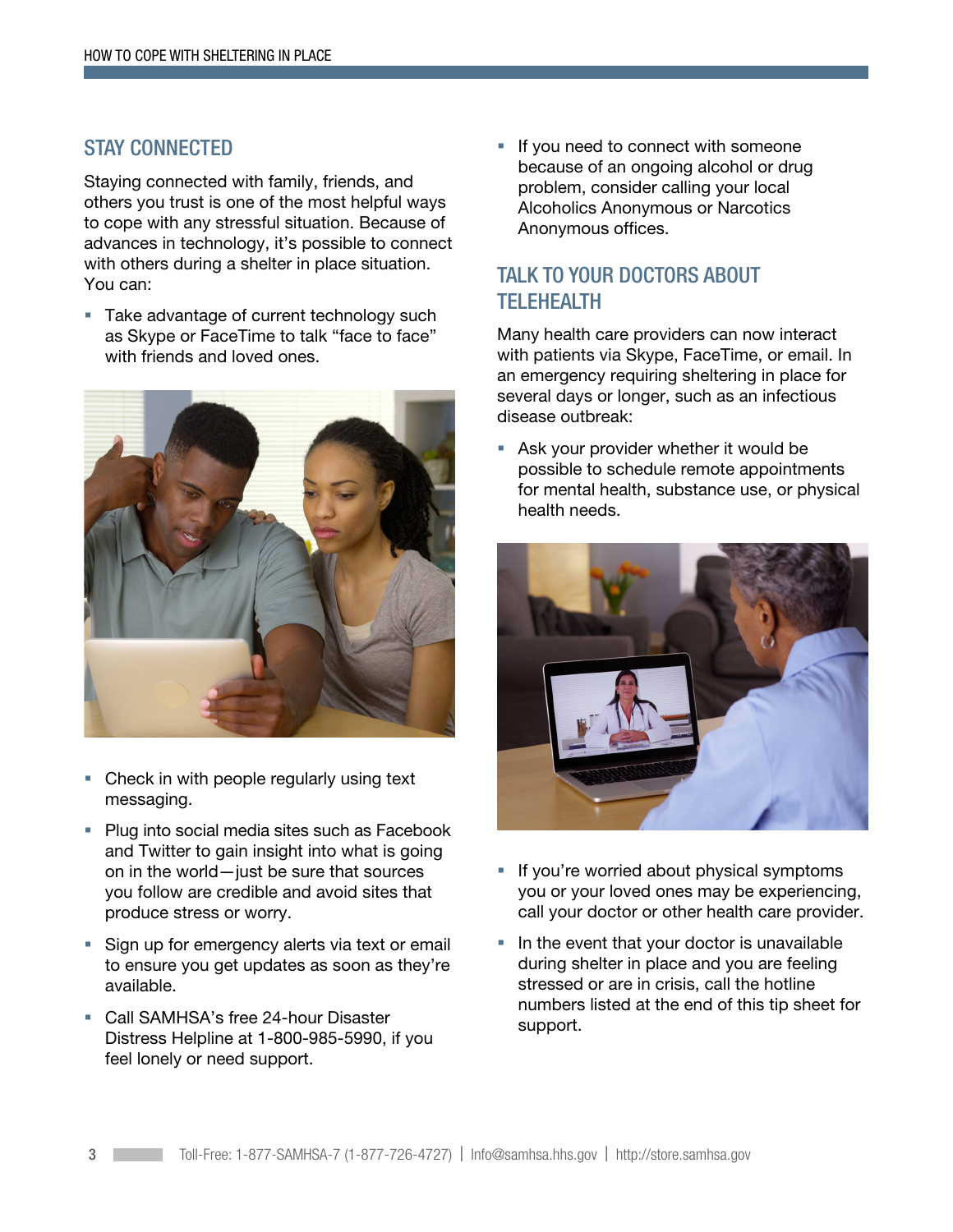## STAY CONNECTED

Staying connected with family, friends, and others you trust is one of the most helpful ways to cope with any stressful situation. Because of advances in technology, it's possible to connect with others during a shelter in place situation. You can:

- Take advantage of current technology such as Skype or FaceTime to talk "face to face" with friends and loved ones.
- Check in with people regularly using text messaging.
- Plug into social media sites such as Facebook and Twitter to gain insight into what is going on in the world—just be sure that sources you follow are credible and avoid sites that produce stress or worry.
- Sign up for emergency alerts via text or email to ensure you get updates as soon as they're available.
- Call SAMHSA's free 24-hour Disaster Distress Helpline at 1-800-985-5990, if you feel lonely or need support.
- If you need to connect with someone because of an ongoing alcohol or drug problem, consider calling your local Alcoholics Anonymous or Narcotics Anonymous offices.

## TALK TO YOUR DOCTORS ABOUT TELEHEALTH

Many health care providers can now interact with patients via Skype, FaceTime, or email. In an emergency requiring sheltering in place for several days or longer, such as an infectious disease outbreak:

- Ask your provider whether it would be possible to schedule remote appointments for mental health, substance use, or physical health needs.
- If you're worried about physical symptoms you or your loved ones may be experiencing, call your doctor or other health care provider.
- In the event that your doctor is unavailable during shelter in place and you are feeling stressed or are in crisis, call the hotline numbers listed at the end of this tip sheet for support.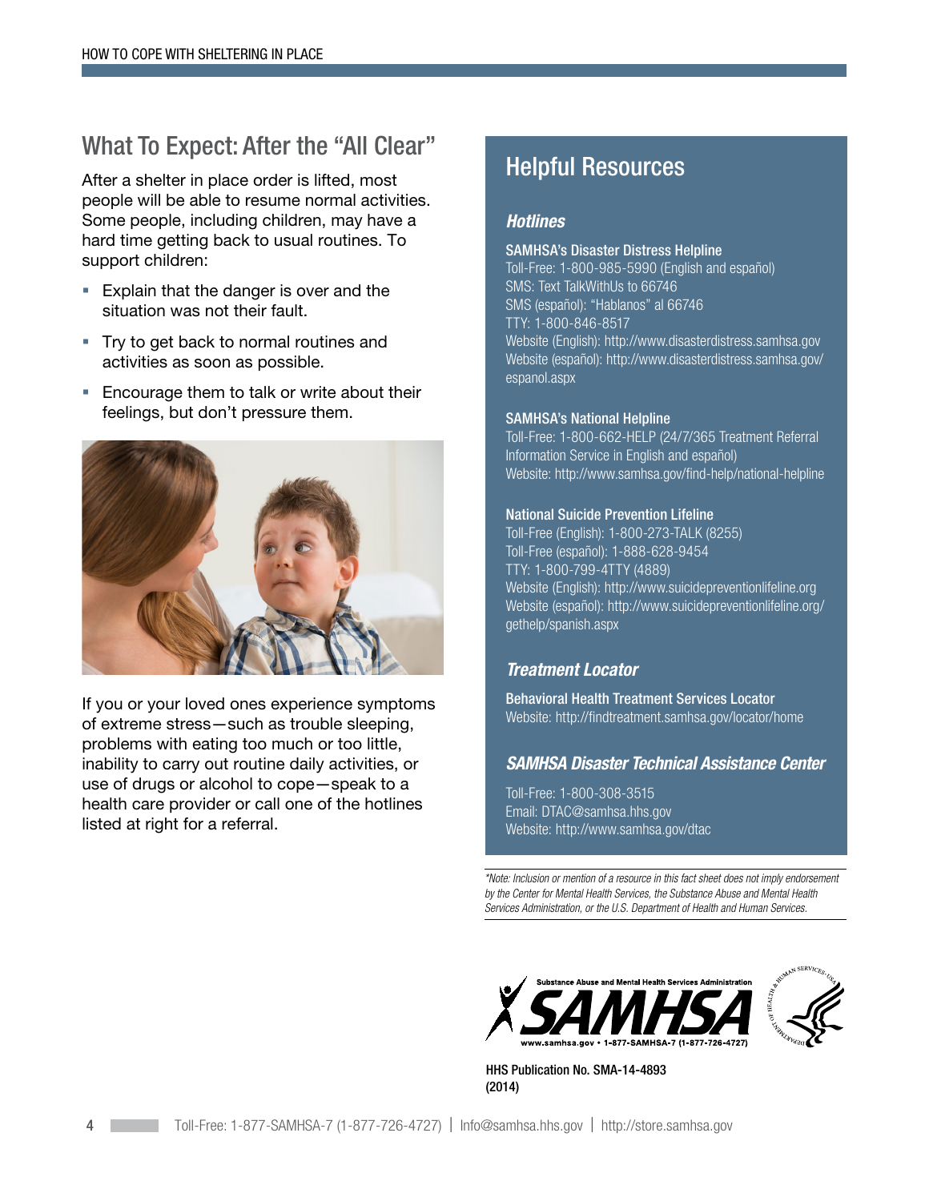## What To Expect: After the "All Clear"

After a shelter in place order is lifted, most people will be able to resume normal activities. Some people, including children, may have a hard time getting back to usual routines. To support children:

- Explain that the danger is over and the situation was not their fault.
- Try to get back to normal routines and activities as soon as possible.
- Encourage them to talk or write about their feelings, but don't pressure them.

If you or your loved ones experience symptoms of extreme stress—such as trouble sleeping, problems with eating too much or too little, inability to carry out routine daily activities, or use of drugs or alcohol to cope—speak to a health care provider or call one of the hotlines listed at right for a referral.

## Helpful Resources

### *Hotlines*

**SAMHSA's Disaster Distress Helpline**
Toll-Free: 1-800-985-5990 (English and español)
SMS: Text TalkWithUs to 66746
SMS (español): "Hablanos" al 66746
TTY: 1-800-846-8517
Website (English): http://www.disasterdistress.samhsa.gov
Website (español): http://www.disasterdistress.samhsa.gov/espanol.aspx

**SAMHSA's National Helpline**
Toll-Free: 1-800-662-HELP (24/7/365 Treatment Referral Information Service in English and español)
Website: http://www.samhsa.gov/find-help/national-helpline

**National Suicide Prevention Lifeline**
Toll-Free (English): 1-800-273-TALK (8255)
Toll-Free (español): 1-888-628-9454
TTY: 1-800-799-4TTY (4889)
Website (English): http://www.suicidepreventionlifeline.org
Website (español): http://www.suicidepreventionlifeline.org/gethelp/spanish.aspx

### *Treatment Locator*

**Behavioral Health Treatment Services Locator**
Website: http://findtreatment.samhsa.gov/locator/home

### *SAMHSA Disaster Technical Assistance Center*

Toll-Free: 1-800-308-3515
Email: DTAC@samhsa.hhs.gov
Website: http://www.samhsa.gov/dtac

*\*Note: Inclusion or mention of a resource in this fact sheet does not imply endorsement by the Center for Mental Health Services, the Substance Abuse and Mental Health Services Administration, or the U.S. Department of Health and Human Services.*

Substance Abuse and Mental Health Services Administration
SAMHSA
www.samhsa.gov • 1-877-SAMHSA-7 (1-877-726-4727)

HHS Publication No. SMA-14-4893
(2014)

Toll-Free: 1-877-SAMHSA-7 (1-877-726-4727) | Info@samhsa.hhs.gov | http://store.samhsa.gov